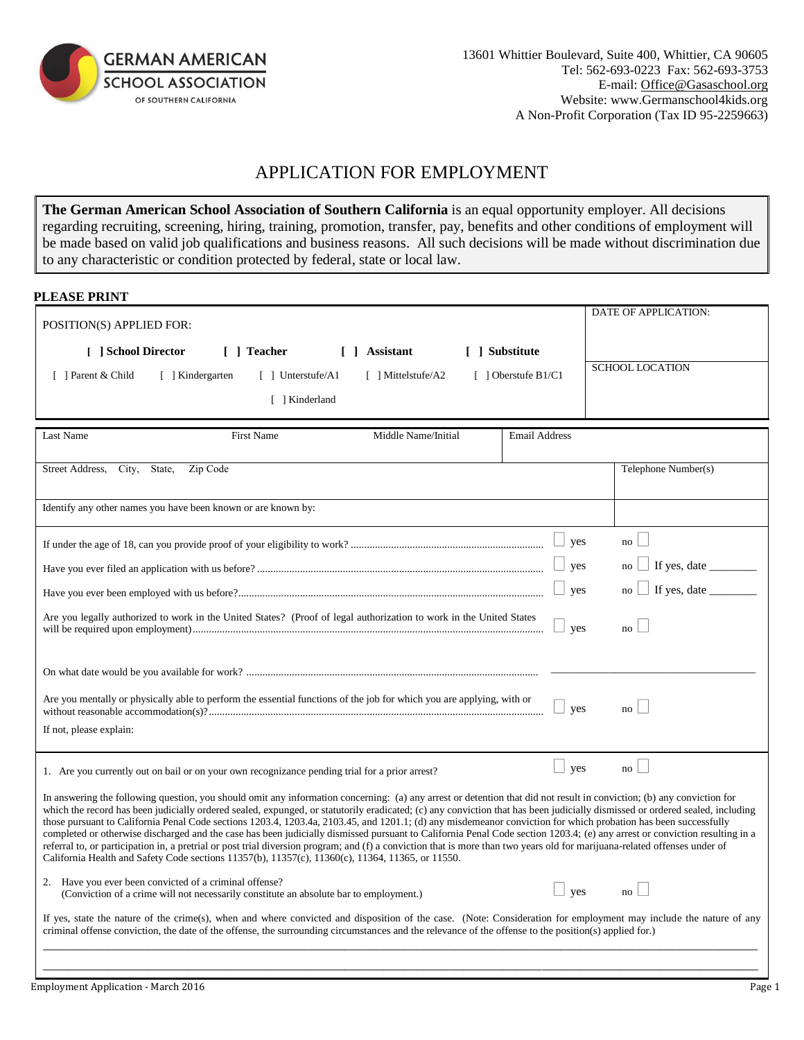**GERMAN AMERICAN SCHOOL ASSOCIATION**
OF SOUTHERN CALIFORNIA

13601 Whittier Boulevard, Suite 400, Whittier, CA 90605
Tel: 562-693-0223 Fax: 562-693-3753
E-mail: Office@Gasaschool.org
Website: www.Germanschool4kids.org
A Non-Profit Corporation (Tax ID 95-2259663)

# APPLICATION FOR EMPLOYMENT

**The German American School Association of Southern California** is an equal opportunity employer. All decisions regarding recruiting, screening, hiring, training, promotion, transfer, pay, benefits and other conditions of employment will be made based on valid job qualifications and business reasons. All such decisions will be made without discrimination due to any characteristic or condition protected by federal, state or local law.

**PLEASE PRINT**

POSITION(S) APPLIED FOR:

**[ ] School Director** **[ ] Teacher** **[ ] Assistant** **[ ] Substitute**

[ ] Parent & Child [ ] Kindergarten [ ] Unterstufe/A1 [ ] Mittelstufe/A2 [ ] Oberstufe B1/C1

[ ] Kinderland

DATE OF APPLICATION:

SCHOOL LOCATION

| Last Name | First Name | Middle Name/Initial | Email Address |
|---|---|---|---|
| | | | |

| Street Address, City, State, Zip Code | Telephone Number(s) |
|---|---|
| | |

Identify any other names you have been known or are known by:

If under the age of 18, can you provide proof of your eligibility to work? ☐ yes no ☐

Have you ever filed an application with us before? ☐ yes no ☐ If yes, date ________

Have you ever been employed with us before? ☐ yes no ☐ If yes, date ________

Are you legally authorized to work in the United States? (Proof of legal authorization to work in the United States will be required upon employment) ☐ yes no ☐

On what date would be you available for work? ______________________________

Are you mentally or physically able to perform the essential functions of the job for which you are applying, with or without reasonable accommodation(s)? ☐ yes no ☐

If not, please explain:

1. Are you currently out on bail or on your own recognizance pending trial for a prior arrest? ☐ yes no ☐

In answering the following question, you should omit any information concerning: (a) any arrest or detention that did not result in conviction; (b) any conviction for which the record has been judicially ordered sealed, expunged, or statutorily eradicated; (c) any conviction that has been judicially dismissed or ordered sealed, including those pursuant to California Penal Code sections 1203.4, 1203.4a, 2103.45, and 1201.1; (d) any misdemeanor conviction for which probation has been successfully completed or otherwise discharged and the case has been judicially dismissed pursuant to California Penal Code section 1203.4; (e) any arrest or conviction resulting in a referral to, or participation in, a pretrial or post trial diversion program; and (f) a conviction that is more than two years old for marijuana-related offenses under of California Health and Safety Code sections 11357(b), 11357(c), 11360(c), 11364, 11365, or 11550.

2. Have you ever been convicted of a criminal offense? ☐ yes no ☐
(Conviction of a crime will not necessarily constitute an absolute bar to employment.)

If yes, state the nature of the crime(s), when and where convicted and disposition of the case. (Note: Consideration for employment may include the nature of any criminal offense conviction, the date of the offense, the surrounding circumstances and the relevance of the offense to the position(s) applied for.)

______________________________________________________________________________

______________________________________________________________________________

Employment Application - March 2016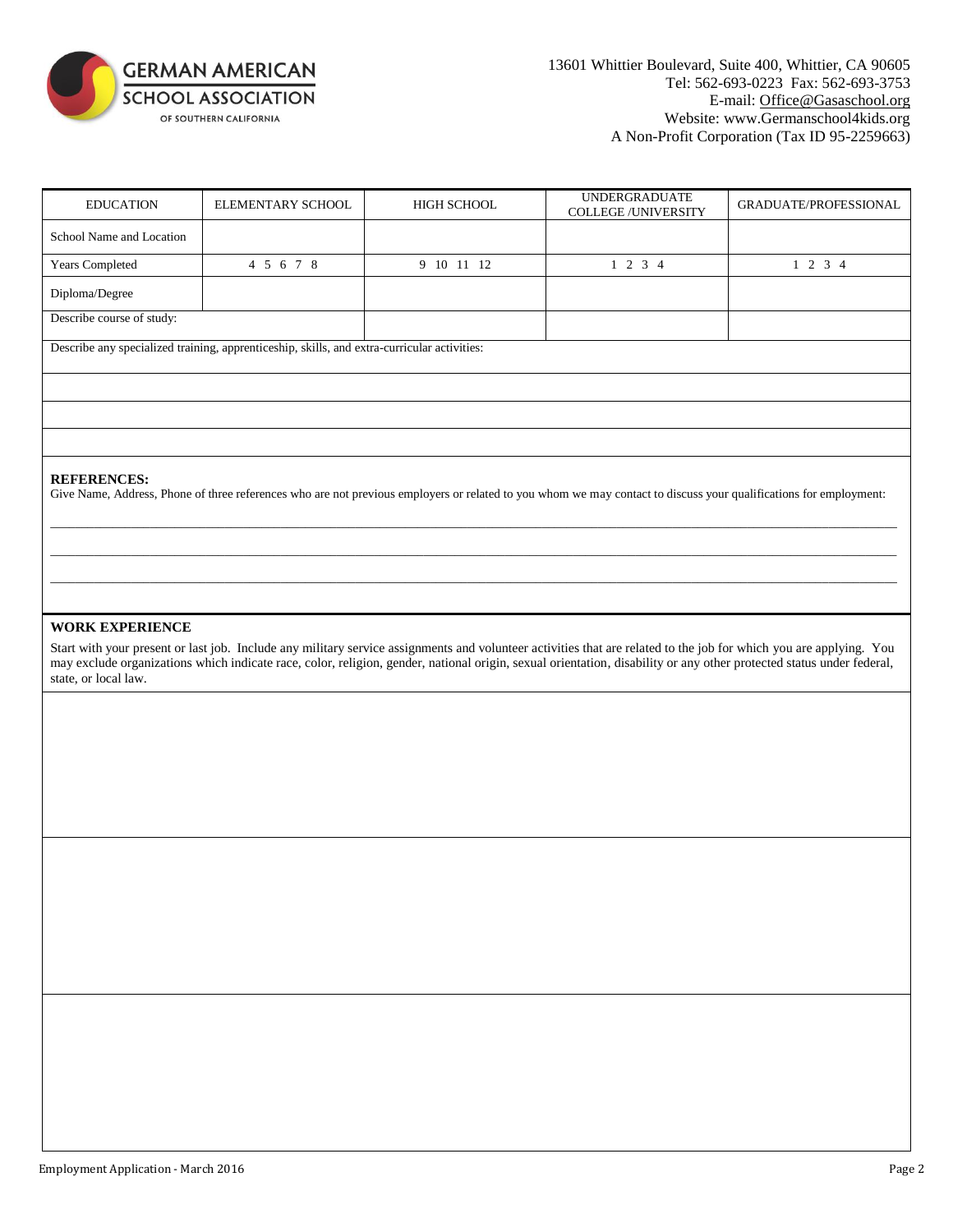GERMAN AMERICAN SCHOOL ASSOCIATION
OF SOUTHERN CALIFORNIA

13601 Whittier Boulevard, Suite 400, Whittier, CA 90605
Tel: 562-693-0223 Fax: 562-693-3753
E-mail: Office@Gasaschool.org
Website: www.Germanschool4kids.org
A Non-Profit Corporation (Tax ID 95-2259663)

| EDUCATION | ELEMENTARY SCHOOL | HIGH SCHOOL | UNDERGRADUATE COLLEGE /UNIVERSITY | GRADUATE/PROFESSIONAL |
|---|---|---|---|---|
| School Name and Location | | | | |
| Years Completed | 4 5 6 7 8 | 9 10 11 12 | 1 2 3 4 | 1 2 3 4 |
| Diploma/Degree | | | | |
| Describe course of study: | | | | |

Describe any specialized training, apprenticeship, skills, and extra-curricular activities:

**REFERENCES:**
Give Name, Address, Phone of three references who are not previous employers or related to you whom we may contact to discuss your qualifications for employment:

\_\_\_\_\_\_\_\_\_\_\_\_\_\_\_\_\_\_\_\_\_\_\_\_\_\_\_\_\_\_\_\_\_\_\_\_\_\_\_\_

\_\_\_\_\_\_\_\_\_\_\_\_\_\_\_\_\_\_\_\_\_\_\_\_\_\_\_\_\_\_\_\_\_\_\_\_\_\_\_\_

\_\_\_\_\_\_\_\_\_\_\_\_\_\_\_\_\_\_\_\_\_\_\_\_\_\_\_\_\_\_\_\_\_\_\_\_\_\_\_\_

**WORK EXPERIENCE**

Start with your present or last job. Include any military service assignments and volunteer activities that are related to the job for which you are applying. You may exclude organizations which indicate race, color, religion, gender, national origin, sexual orientation, disability or any other protected status under federal, state, or local law.

Employment Application - March 2016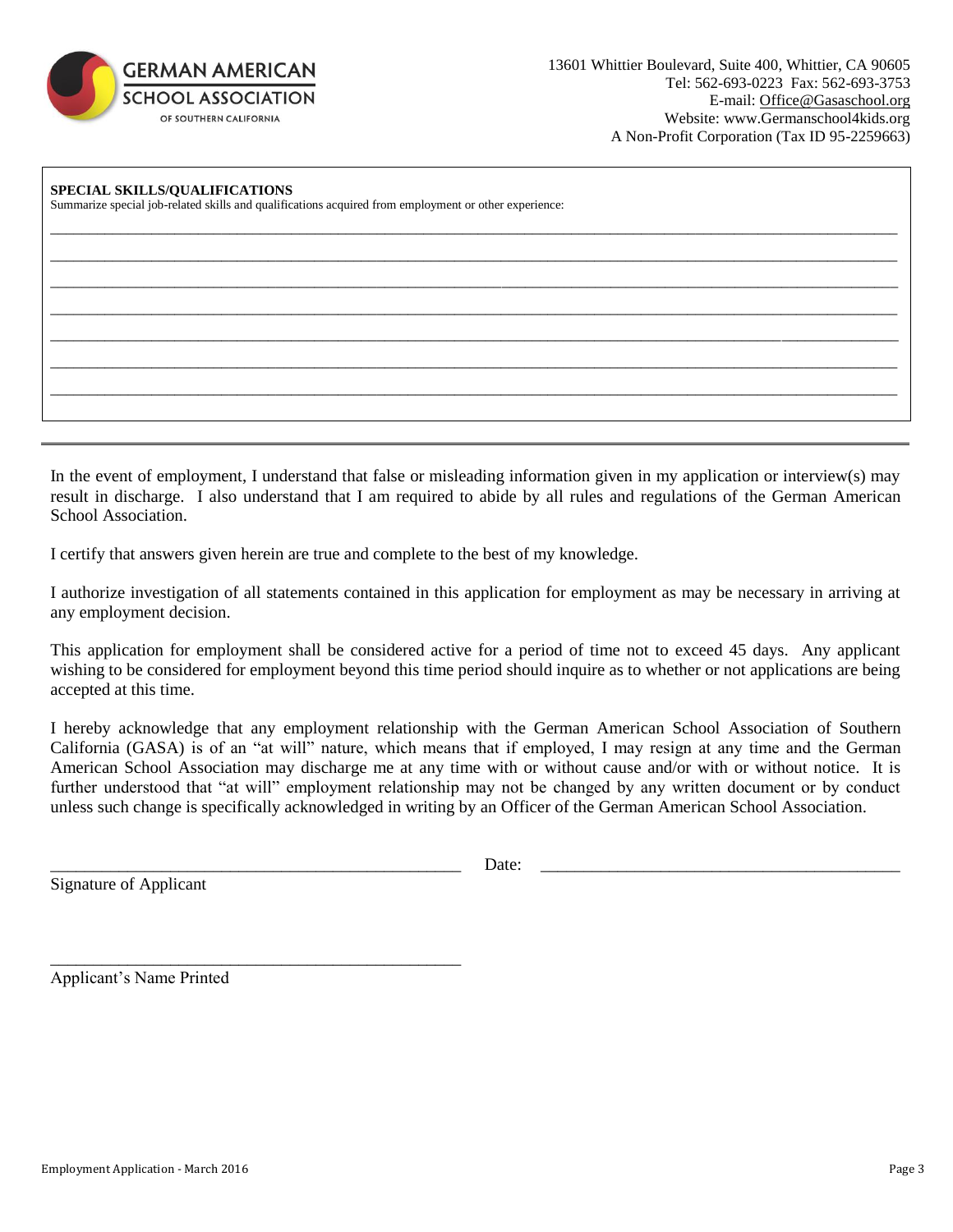GERMAN AMERICAN SCHOOL ASSOCIATION OF SOUTHERN CALIFORNIA

13601 Whittier Boulevard, Suite 400, Whittier, CA 90605
Tel: 562-693-0223 Fax: 562-693-3753
E-mail: Office@Gasaschool.org
Website: www.Germanschool4kids.org
A Non-Profit Corporation (Tax ID 95-2259663)

**SPECIAL SKILLS/QUALIFICATIONS**
Summarize special job-related skills and qualifications acquired from employment or other experience:

_____________________________________________________________________________________________

_____________________________________________________________________________________________

_____________________________________________________________________________________________

_____________________________________________________________________________________________

_____________________________________________________________________________________________

_____________________________________________________________________________________________

_____________________________________________________________________________________________

In the event of employment, I understand that false or misleading information given in my application or interview(s) may result in discharge. I also understand that I am required to abide by all rules and regulations of the German American School Association.

I certify that answers given herein are true and complete to the best of my knowledge.

I authorize investigation of all statements contained in this application for employment as may be necessary in arriving at any employment decision.

This application for employment shall be considered active for a period of time not to exceed 45 days. Any applicant wishing to be considered for employment beyond this time period should inquire as to whether or not applications are being accepted at this time.

I hereby acknowledge that any employment relationship with the German American School Association of Southern California (GASA) is of an "at will" nature, which means that if employed, I may resign at any time and the German American School Association may discharge me at any time with or without cause and/or with or without notice. It is further understood that "at will" employment relationship may not be changed by any written document or by conduct unless such change is specifically acknowledged in writing by an Officer of the German American School Association.

_______________________________________ Date: _______________________________________
Signature of Applicant

_______________________________________
Applicant's Name Printed

Employment Application - March 2016